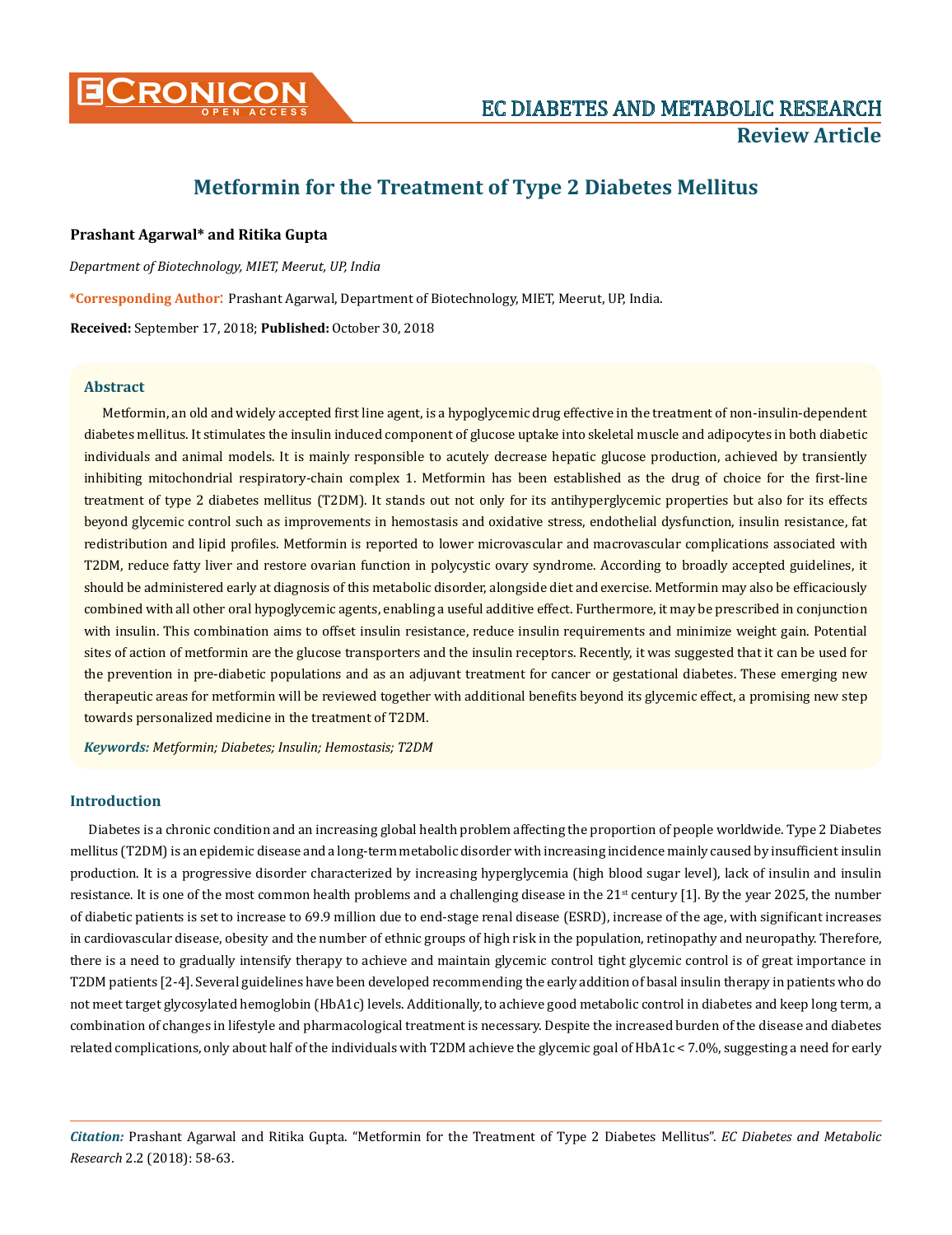# Metformin for the Treatment of Type 2 Diabetes Mellitus

**Prashant Agarwal\* and Ritika Gupta**

*Department of Biotechnology, MIET, Meerut, UP, India*

**\*Corresponding Author:** Prashant Agarwal, Department of Biotechnology, MIET, Meerut, UP, India.

**Received:** September 17, 2018; **Published:** October 30, 2018

## Abstract

Metformin, an old and widely accepted first line agent, is a hypoglycemic drug effective in the treatment of non-insulin-dependent diabetes mellitus. It stimulates the insulin induced component of glucose uptake into skeletal muscle and adipocytes in both diabetic individuals and animal models. It is mainly responsible to acutely decrease hepatic glucose production, achieved by transiently inhibiting mitochondrial respiratory-chain complex 1. Metformin has been established as the drug of choice for the first-line treatment of type 2 diabetes mellitus (T2DM). It stands out not only for its antihyperglycemic properties but also for its effects beyond glycemic control such as improvements in hemostasis and oxidative stress, endothelial dysfunction, insulin resistance, fat redistribution and lipid profiles. Metformin is reported to lower microvascular and macrovascular complications associated with T2DM, reduce fatty liver and restore ovarian function in polycystic ovary syndrome. According to broadly accepted guidelines, it should be administered early at diagnosis of this metabolic disorder, alongside diet and exercise. Metformin may also be efficaciously combined with all other oral hypoglycemic agents, enabling a useful additive effect. Furthermore, it may be prescribed in conjunction with insulin. This combination aims to offset insulin resistance, reduce insulin requirements and minimize weight gain. Potential sites of action of metformin are the glucose transporters and the insulin receptors. Recently, it was suggested that it can be used for the prevention in pre-diabetic populations and as an adjuvant treatment for cancer or gestational diabetes. These emerging new therapeutic areas for metformin will be reviewed together with additional benefits beyond its glycemic effect, a promising new step towards personalized medicine in the treatment of T2DM.

***Keywords:*** *Metformin; Diabetes; Insulin; Hemostasis; T2DM*

## Introduction

Diabetes is a chronic condition and an increasing global health problem affecting the proportion of people worldwide. Type 2 Diabetes mellitus (T2DM) is an epidemic disease and a long-term metabolic disorder with increasing incidence mainly caused by insufficient insulin production. It is a progressive disorder characterized by increasing hyperglycemia (high blood sugar level), lack of insulin and insulin resistance. It is one of the most common health problems and a challenging disease in the 21st century [1]. By the year 2025, the number of diabetic patients is set to increase to 69.9 million due to end-stage renal disease (ESRD), increase of the age, with significant increases in cardiovascular disease, obesity and the number of ethnic groups of high risk in the population, retinopathy and neuropathy. Therefore, there is a need to gradually intensify therapy to achieve and maintain glycemic control tight glycemic control is of great importance in T2DM patients [2-4]. Several guidelines have been developed recommending the early addition of basal insulin therapy in patients who do not meet target glycosylated hemoglobin (HbA1c) levels. Additionally, to achieve good metabolic control in diabetes and keep long term, a combination of changes in lifestyle and pharmacological treatment is necessary. Despite the increased burden of the disease and diabetes related complications, only about half of the individuals with T2DM achieve the glycemic goal of HbA1c < 7.0%, suggesting a need for early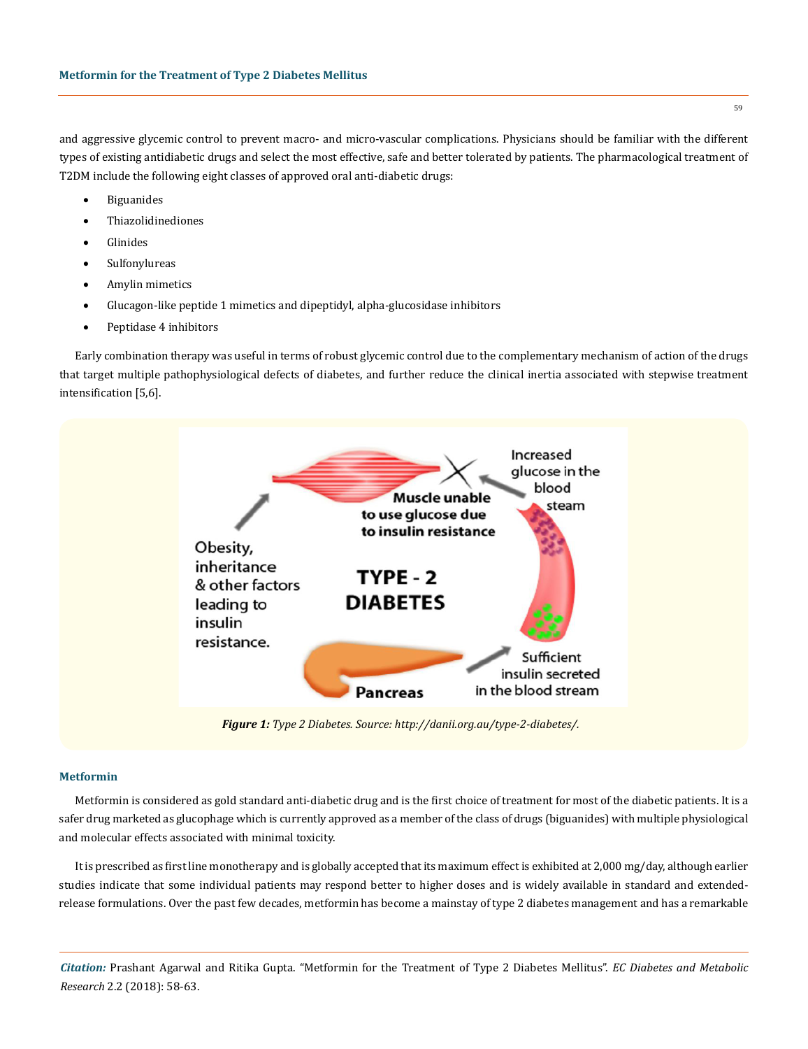and aggressive glycemic control to prevent macro- and micro-vascular complications. Physicians should be familiar with the different types of existing antidiabetic drugs and select the most effective, safe and better tolerated by patients. The pharmacological treatment of T2DM include the following eight classes of approved oral anti-diabetic drugs:

- Biguanides
- Thiazolidinediones
- Glinides
- Sulfonylureas
- Amylin mimetics
- Glucagon-like peptide 1 mimetics and dipeptidyl, alpha-glucosidase inhibitors
- Peptidase 4 inhibitors

Early combination therapy was useful in terms of robust glycemic control due to the complementary mechanism of action of the drugs that target multiple pathophysiological defects of diabetes, and further reduce the clinical inertia associated with stepwise treatment intensification [5,6].

***Figure 1:*** *Type 2 Diabetes. Source: http://danii.org.au/type-2-diabetes/.*

### Metformin

Metformin is considered as gold standard anti-diabetic drug and is the first choice of treatment for most of the diabetic patients. It is a safer drug marketed as glucophage which is currently approved as a member of the class of drugs (biguanides) with multiple physiological and molecular effects associated with minimal toxicity.

It is prescribed as first line monotherapy and is globally accepted that its maximum effect is exhibited at 2,000 mg/day, although earlier studies indicate that some individual patients may respond better to higher doses and is widely available in standard and extended-release formulations. Over the past few decades, metformin has become a mainstay of type 2 diabetes management and has a remarkable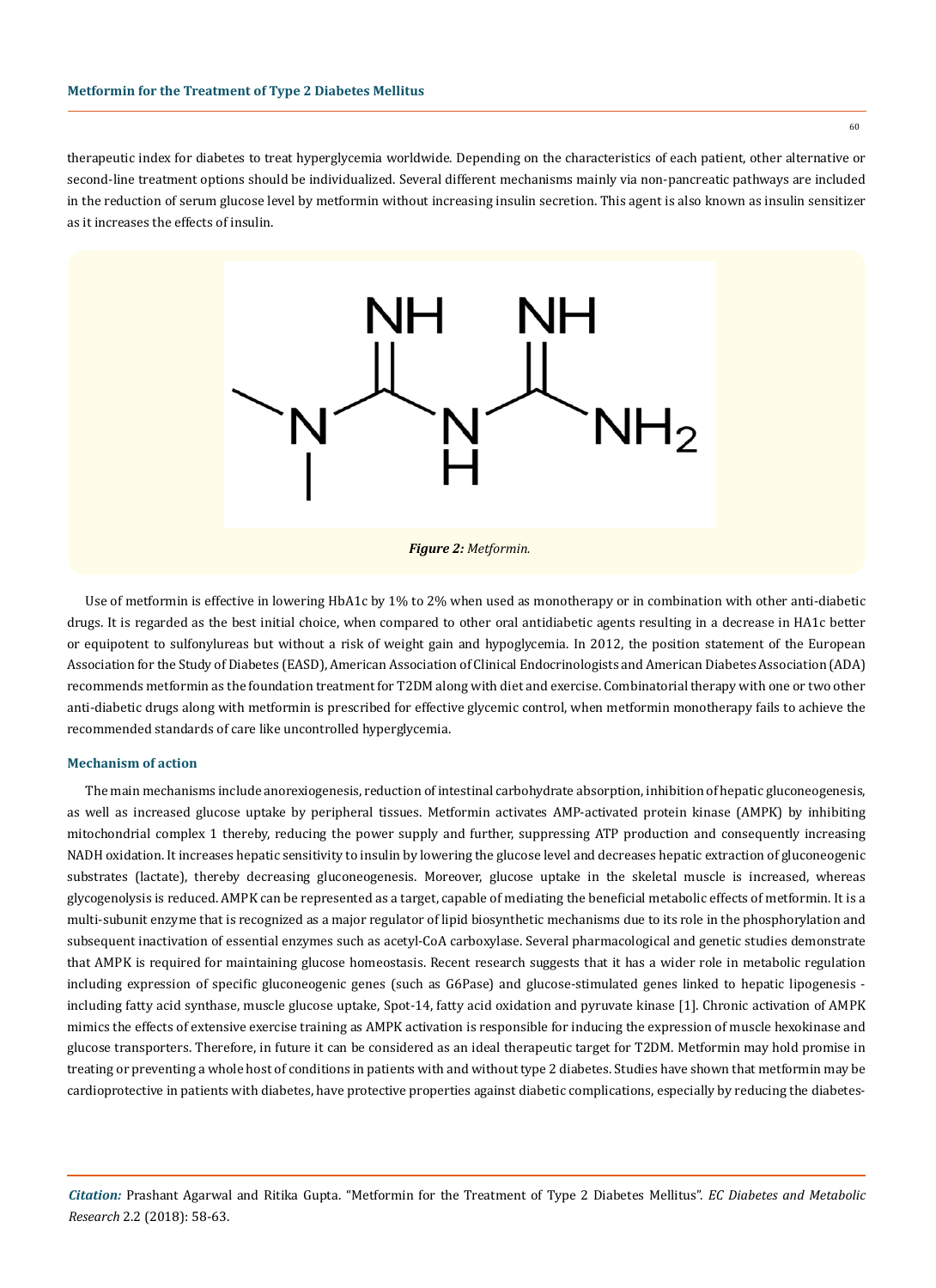therapeutic index for diabetes to treat hyperglycemia worldwide. Depending on the characteristics of each patient, other alternative or second-line treatment options should be individualized. Several different mechanisms mainly via non-pancreatic pathways are included in the reduction of serum glucose level by metformin without increasing insulin secretion. This agent is also known as insulin sensitizer as it increases the effects of insulin.

***Figure 2:*** *Metformin.*

Use of metformin is effective in lowering HbA1c by 1% to 2% when used as monotherapy or in combination with other anti-diabetic drugs. It is regarded as the best initial choice, when compared to other oral antidiabetic agents resulting in a decrease in HA1c better or equipotent to sulfonylureas but without a risk of weight gain and hypoglycemia. In 2012, the position statement of the European Association for the Study of Diabetes (EASD), American Association of Clinical Endocrinologists and American Diabetes Association (ADA) recommends metformin as the foundation treatment for T2DM along with diet and exercise. Combinatorial therapy with one or two other anti-diabetic drugs along with metformin is prescribed for effective glycemic control, when metformin monotherapy fails to achieve the recommended standards of care like uncontrolled hyperglycemia.

### Mechanism of action

The main mechanisms include anorexiogenesis, reduction of intestinal carbohydrate absorption, inhibition of hepatic gluconeogenesis, as well as increased glucose uptake by peripheral tissues. Metformin activates AMP-activated protein kinase (AMPK) by inhibiting mitochondrial complex 1 thereby, reducing the power supply and further, suppressing ATP production and consequently increasing NADH oxidation. It increases hepatic sensitivity to insulin by lowering the glucose level and decreases hepatic extraction of gluconeogenic substrates (lactate), thereby decreasing gluconeogenesis. Moreover, glucose uptake in the skeletal muscle is increased, whereas glycogenolysis is reduced. AMPK can be represented as a target, capable of mediating the beneficial metabolic effects of metformin. It is a multi-subunit enzyme that is recognized as a major regulator of lipid biosynthetic mechanisms due to its role in the phosphorylation and subsequent inactivation of essential enzymes such as acetyl-CoA carboxylase. Several pharmacological and genetic studies demonstrate that AMPK is required for maintaining glucose homeostasis. Recent research suggests that it has a wider role in metabolic regulation including expression of specific gluconeogenic genes (such as G6Pase) and glucose-stimulated genes linked to hepatic lipogenesis - including fatty acid synthase, muscle glucose uptake, Spot-14, fatty acid oxidation and pyruvate kinase [1]. Chronic activation of AMPK mimics the effects of extensive exercise training as AMPK activation is responsible for inducing the expression of muscle hexokinase and glucose transporters. Therefore, in future it can be considered as an ideal therapeutic target for T2DM. Metformin may hold promise in treating or preventing a whole host of conditions in patients with and without type 2 diabetes. Studies have shown that metformin may be cardioprotective in patients with diabetes, have protective properties against diabetic complications, especially by reducing the diabetes-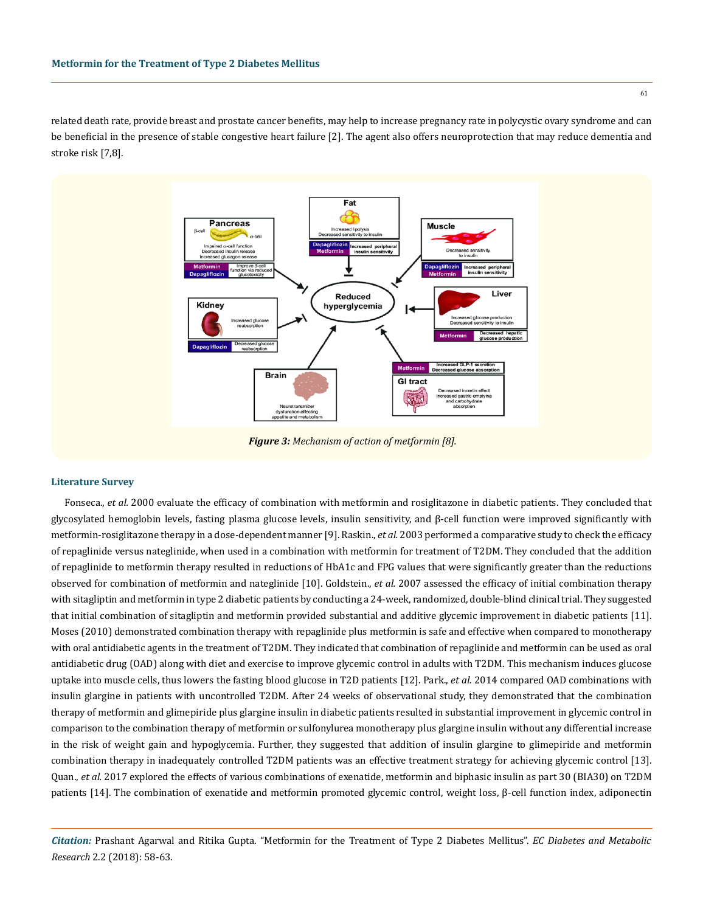related death rate, provide breast and prostate cancer benefits, may help to increase pregnancy rate in polycystic ovary syndrome and can be beneficial in the presence of stable congestive heart failure [2]. The agent also offers neuroprotection that may reduce dementia and stroke risk [7,8].

***Figure 3:*** *Mechanism of action of metformin [8].*

## Literature Survey

Fonseca., *et al.* 2000 evaluate the efficacy of combination with metformin and rosiglitazone in diabetic patients. They concluded that glycosylated hemoglobin levels, fasting plasma glucose levels, insulin sensitivity, and β-cell function were improved significantly with metformin-rosiglitazone therapy in a dose-dependent manner [9]. Raskin., *et al.* 2003 performed a comparative study to check the efficacy of repaglinide versus nateglinide, when used in a combination with metformin for treatment of T2DM. They concluded that the addition of repaglinide to metformin therapy resulted in reductions of HbA1c and FPG values that were significantly greater than the reductions observed for combination of metformin and nateglinide [10]. Goldstein., *et al.* 2007 assessed the efficacy of initial combination therapy with sitagliptin and metformin in type 2 diabetic patients by conducting a 24-week, randomized, double-blind clinical trial. They suggested that initial combination of sitagliptin and metformin provided substantial and additive glycemic improvement in diabetic patients [11]. Moses (2010) demonstrated combination therapy with repaglinide plus metformin is safe and effective when compared to monotherapy with oral antidiabetic agents in the treatment of T2DM. They indicated that combination of repaglinide and metformin can be used as oral antidiabetic drug (OAD) along with diet and exercise to improve glycemic control in adults with T2DM. This mechanism induces glucose uptake into muscle cells, thus lowers the fasting blood glucose in T2D patients [12]. Park., *et al.* 2014 compared OAD combinations with insulin glargine in patients with uncontrolled T2DM. After 24 weeks of observational study, they demonstrated that the combination therapy of metformin and glimepiride plus glargine insulin in diabetic patients resulted in substantial improvement in glycemic control in comparison to the combination therapy of metformin or sulfonylurea monotherapy plus glargine insulin without any differential increase in the risk of weight gain and hypoglycemia. Further, they suggested that addition of insulin glargine to glimepiride and metformin combination therapy in inadequately controlled T2DM patients was an effective treatment strategy for achieving glycemic control [13]. Quan., *et al.* 2017 explored the effects of various combinations of exenatide, metformin and biphasic insulin as part 30 (BIA30) on T2DM patients [14]. The combination of exenatide and metformin promoted glycemic control, weight loss, β-cell function index, adiponectin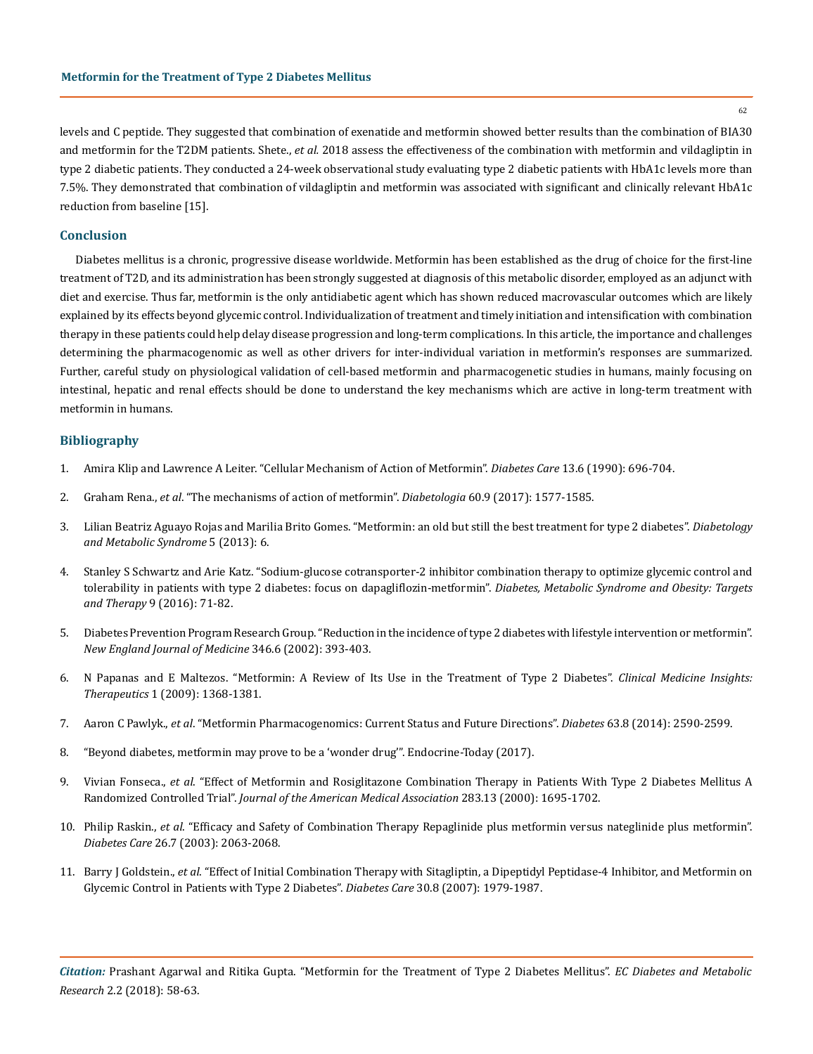levels and C peptide. They suggested that combination of exenatide and metformin showed better results than the combination of BIA30 and metformin for the T2DM patients. Shete., *et al.* 2018 assess the effectiveness of the combination with metformin and vildagliptin in type 2 diabetic patients. They conducted a 24-week observational study evaluating type 2 diabetic patients with HbA1c levels more than 7.5%. They demonstrated that combination of vildagliptin and metformin was associated with significant and clinically relevant HbA1c reduction from baseline [15].

## Conclusion

Diabetes mellitus is a chronic, progressive disease worldwide. Metformin has been established as the drug of choice for the first-line treatment of T2D, and its administration has been strongly suggested at diagnosis of this metabolic disorder, employed as an adjunct with diet and exercise. Thus far, metformin is the only antidiabetic agent which has shown reduced macrovascular outcomes which are likely explained by its effects beyond glycemic control. Individualization of treatment and timely initiation and intensification with combination therapy in these patients could help delay disease progression and long-term complications. In this article, the importance and challenges determining the pharmacogenomic as well as other drivers for inter-individual variation in metformin's responses are summarized. Further, careful study on physiological validation of cell-based metformin and pharmacogenetic studies in humans, mainly focusing on intestinal, hepatic and renal effects should be done to understand the key mechanisms which are active in long-term treatment with metformin in humans.

## Bibliography

1. Amira Klip and Lawrence A Leiter. "Cellular Mechanism of Action of Metformin". *Diabetes Care* 13.6 (1990): 696-704.
2. Graham Rena., *et al*. "The mechanisms of action of metformin". *Diabetologia* 60.9 (2017): 1577-1585.
3. Lilian Beatriz Aguayo Rojas and Marilia Brito Gomes. "Metformin: an old but still the best treatment for type 2 diabetes". *Diabetology and Metabolic Syndrome* 5 (2013): 6.
4. Stanley S Schwartz and Arie Katz. "Sodium-glucose cotransporter-2 inhibitor combination therapy to optimize glycemic control and tolerability in patients with type 2 diabetes: focus on dapagliflozin-metformin". *Diabetes, Metabolic Syndrome and Obesity: Targets and Therapy* 9 (2016): 71-82.
5. Diabetes Prevention Program Research Group. "Reduction in the incidence of type 2 diabetes with lifestyle intervention or metformin". *New England Journal of Medicine* 346.6 (2002): 393-403.
6. N Papanas and E Maltezos. "Metformin: A Review of Its Use in the Treatment of Type 2 Diabetes". *Clinical Medicine Insights: Therapeutics* 1 (2009): 1368-1381.
7. Aaron C Pawlyk., *et al*. "Metformin Pharmacogenomics: Current Status and Future Directions". *Diabetes* 63.8 (2014): 2590-2599.
8. "Beyond diabetes, metformin may prove to be a 'wonder drug'". Endocrine-Today (2017).
9. Vivian Fonseca., *et al*. "Effect of Metformin and Rosiglitazone Combination Therapy in Patients With Type 2 Diabetes Mellitus A Randomized Controlled Trial". *Journal of the American Medical Association* 283.13 (2000): 1695-1702.
10. Philip Raskin., *et al*. "Efficacy and Safety of Combination Therapy Repaglinide plus metformin versus nateglinide plus metformin". *Diabetes Care* 26.7 (2003): 2063-2068.
11. Barry J Goldstein., *et al*. "Effect of Initial Combination Therapy with Sitagliptin, a Dipeptidyl Peptidase-4 Inhibitor, and Metformin on Glycemic Control in Patients with Type 2 Diabetes". *Diabetes Care* 30.8 (2007): 1979-1987.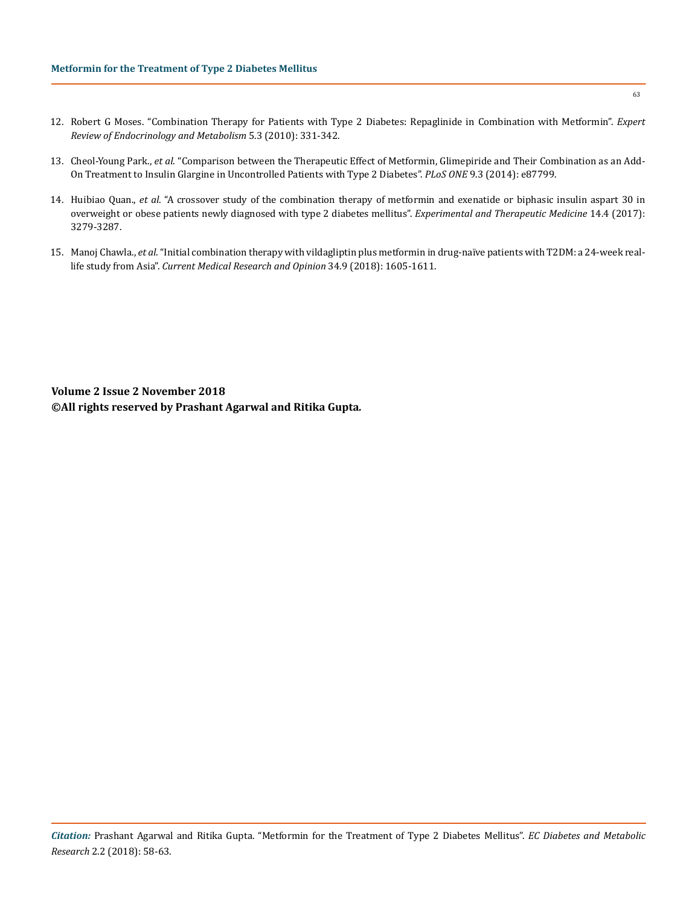12. Robert G Moses. "Combination Therapy for Patients with Type 2 Diabetes: Repaglinide in Combination with Metformin". *Expert Review of Endocrinology and Metabolism* 5.3 (2010): 331-342.

13. Cheol-Young Park., *et al*. "Comparison between the Therapeutic Effect of Metformin, Glimepiride and Their Combination as an Add-On Treatment to Insulin Glargine in Uncontrolled Patients with Type 2 Diabetes". *PLoS ONE* 9.3 (2014): e87799.

14. Huibiao Quan., *et al*. "A crossover study of the combination therapy of metformin and exenatide or biphasic insulin aspart 30 in overweight or obese patients newly diagnosed with type 2 diabetes mellitus". *Experimental and Therapeutic Medicine* 14.4 (2017): 3279-3287.

15. Manoj Chawla., *et al*. "Initial combination therapy with vildagliptin plus metformin in drug-naïve patients with T2DM: a 24-week real-life study from Asia". *Current Medical Research and Opinion* 34.9 (2018): 1605-1611.

**Volume 2 Issue 2 November 2018**
**©All rights reserved by Prashant Agarwal and Ritika Gupta.**